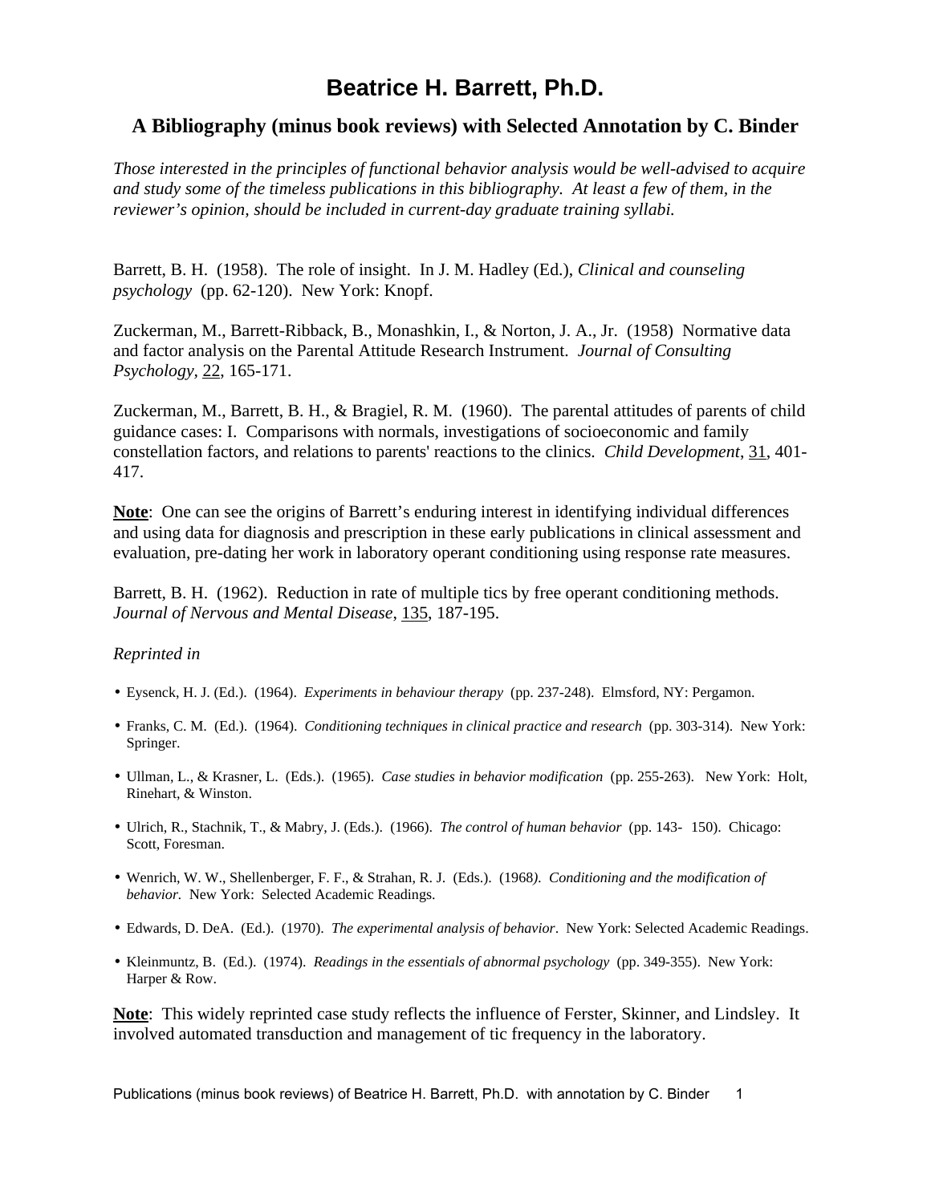# Beatrice H. Barrett, Ph.D.

## A Bibliography (minus book reviews) with Selected Annotation by C. Binder

*Those interested in the principles of functional behavior analysis would be well-advised to acquire and study some of the timeless publications in this bibliography. At least a few of them, in the reviewer's opinion, should be included in current-day graduate training syllabi.*

Barrett, B. H. (1958). The role of insight. In J. M. Hadley (Ed.), *Clinical and counseling psychology* (pp. 62-120). New York: Knopf.

Zuckerman, M., Barrett-Ribback, B., Monashkin, I., & Norton, J. A., Jr. (1958) Normative data and factor analysis on the Parental Attitude Research Instrument. *Journal of Consulting Psychology*, 22, 165-171.

Zuckerman, M., Barrett, B. H., & Bragiel, R. M. (1960). The parental attitudes of parents of child guidance cases: I. Comparisons with normals, investigations of socioeconomic and family constellation factors, and relations to parents' reactions to the clinics. *Child Development*, 31, 401-417.

**Note**: One can see the origins of Barrett's enduring interest in identifying individual differences and using data for diagnosis and prescription in these early publications in clinical assessment and evaluation, pre-dating her work in laboratory operant conditioning using response rate measures.

Barrett, B. H. (1962). Reduction in rate of multiple tics by free operant conditioning methods. *Journal of Nervous and Mental Disease*, 135, 187-195.

*Reprinted in*

- Eysenck, H. J. (Ed.). (1964). *Experiments in behaviour therapy* (pp. 237-248). Elmsford, NY: Pergamon.
- Franks, C. M. (Ed.). (1964). *Conditioning techniques in clinical practice and research* (pp. 303-314). New York: Springer.
- Ullman, L., & Krasner, L. (Eds.). (1965). *Case studies in behavior modification* (pp. 255-263). New York: Holt, Rinehart, & Winston.
- Ulrich, R., Stachnik, T., & Mabry, J. (Eds.). (1966). *The control of human behavior* (pp. 143- 150). Chicago: Scott, Foresman.
- Wenrich, W. W., Shellenberger, F. F., & Strahan, R. J. (Eds.). (1968). *Conditioning and the modification of behavior.* New York: Selected Academic Readings.
- Edwards, D. DeA. (Ed.). (1970). *The experimental analysis of behavior*. New York: Selected Academic Readings.
- Kleinmuntz, B. (Ed.). (1974). *Readings in the essentials of abnormal psychology* (pp. 349-355). New York: Harper & Row.

**Note**: This widely reprinted case study reflects the influence of Ferster, Skinner, and Lindsley. It involved automated transduction and management of tic frequency in the laboratory.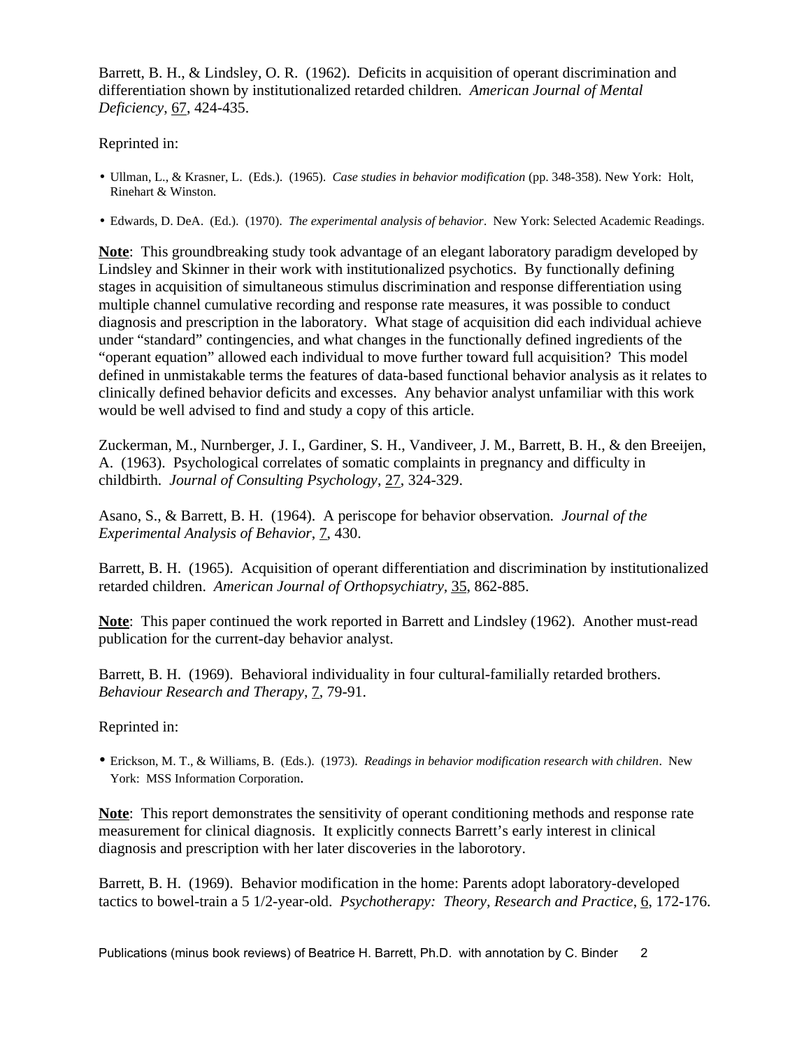Barrett, B. H., & Lindsley, O. R. (1962). Deficits in acquisition of operant discrimination and differentiation shown by institutionalized retarded children. *American Journal of Mental Deficiency*, 67, 424-435.

Reprinted in:

- Ullman, L., & Krasner, L. (Eds.). (1965). *Case studies in behavior modification* (pp. 348-358). New York: Holt, Rinehart & Winston.
- Edwards, D. DeA. (Ed.). (1970). *The experimental analysis of behavior*. New York: Selected Academic Readings.

**Note**: This groundbreaking study took advantage of an elegant laboratory paradigm developed by Lindsley and Skinner in their work with institutionalized psychotics. By functionally defining stages in acquisition of simultaneous stimulus discrimination and response differentiation using multiple channel cumulative recording and response rate measures, it was possible to conduct diagnosis and prescription in the laboratory. What stage of acquisition did each individual achieve under "standard" contingencies, and what changes in the functionally defined ingredients of the "operant equation" allowed each individual to move further toward full acquisition? This model defined in unmistakable terms the features of data-based functional behavior analysis as it relates to clinically defined behavior deficits and excesses. Any behavior analyst unfamiliar with this work would be well advised to find and study a copy of this article.

Zuckerman, M., Nurnberger, J. I., Gardiner, S. H., Vandiveer, J. M., Barrett, B. H., & den Breeijen, A. (1963). Psychological correlates of somatic complaints in pregnancy and difficulty in childbirth. *Journal of Consulting Psychology*, 27, 324-329.

Asano, S., & Barrett, B. H. (1964). A periscope for behavior observation. *Journal of the Experimental Analysis of Behavior*, 7, 430.

Barrett, B. H. (1965). Acquisition of operant differentiation and discrimination by institutionalized retarded children. *American Journal of Orthopsychiatry*, 35, 862-885.

**Note**: This paper continued the work reported in Barrett and Lindsley (1962). Another must-read publication for the current-day behavior analyst.

Barrett, B. H. (1969). Behavioral individuality in four cultural-familially retarded brothers. *Behaviour Research and Therapy*, 7, 79-91.

Reprinted in:

- Erickson, M. T., & Williams, B. (Eds.). (1973). *Readings in behavior modification research with children*. New York: MSS Information Corporation.

**Note**: This report demonstrates the sensitivity of operant conditioning methods and response rate measurement for clinical diagnosis. It explicitly connects Barrett's early interest in clinical diagnosis and prescription with her later discoveries in the laborotory.

Barrett, B. H. (1969). Behavior modification in the home: Parents adopt laboratory-developed tactics to bowel-train a 5 1/2-year-old. *Psychotherapy: Theory, Research and Practice*, 6, 172-176.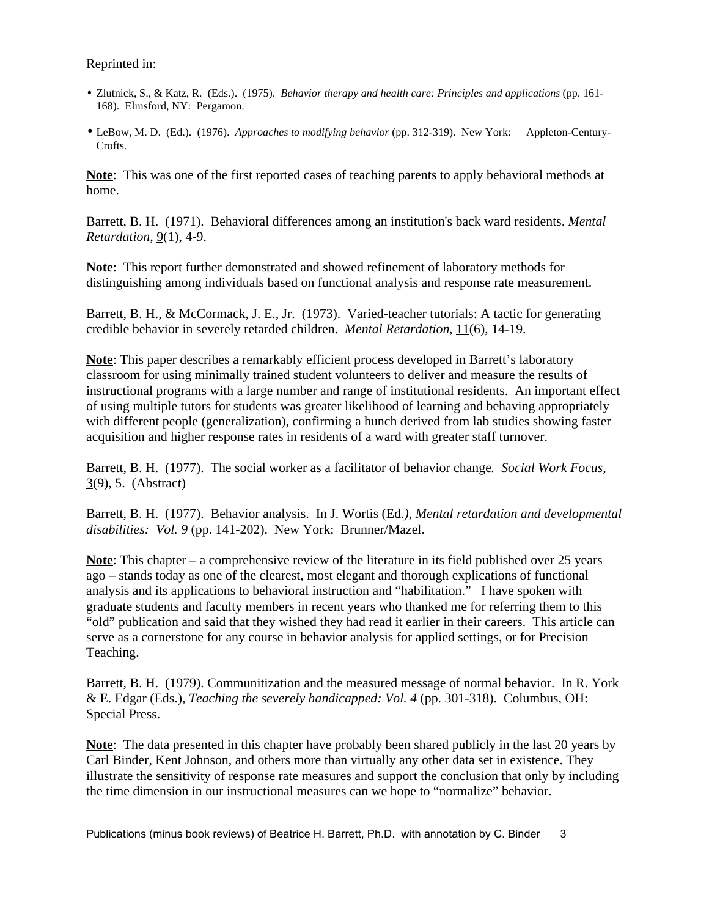Reprinted in:

- Zlutnick, S., & Katz, R. (Eds.). (1975). *Behavior therapy and health care: Principles and applications* (pp. 161-168). Elmsford, NY: Pergamon.
- LeBow, M. D. (Ed.). (1976). *Approaches to modifying behavior* (pp. 312-319). New York: Appleton-Century-Crofts.

**Note**: This was one of the first reported cases of teaching parents to apply behavioral methods at home.

Barrett, B. H. (1971). Behavioral differences among an institution's back ward residents. *Mental Retardation*, 9(1), 4-9.

**Note**: This report further demonstrated and showed refinement of laboratory methods for distinguishing among individuals based on functional analysis and response rate measurement.

Barrett, B. H., & McCormack, J. E., Jr. (1973). Varied-teacher tutorials: A tactic for generating credible behavior in severely retarded children. *Mental Retardation*, 11(6), 14-19.

**Note**: This paper describes a remarkably efficient process developed in Barrett's laboratory classroom for using minimally trained student volunteers to deliver and measure the results of instructional programs with a large number and range of institutional residents. An important effect of using multiple tutors for students was greater likelihood of learning and behaving appropriately with different people (generalization), confirming a hunch derived from lab studies showing faster acquisition and higher response rates in residents of a ward with greater staff turnover.

Barrett, B. H. (1977). The social worker as a facilitator of behavior change. *Social Work Focus*, 3(9), 5. (Abstract)

Barrett, B. H. (1977). Behavior analysis. In J. Wortis (Ed.), *Mental retardation and developmental disabilities: Vol. 9* (pp. 141-202). New York: Brunner/Mazel.

**Note**: This chapter – a comprehensive review of the literature in its field published over 25 years ago – stands today as one of the clearest, most elegant and thorough explications of functional analysis and its applications to behavioral instruction and "habilitation." I have spoken with graduate students and faculty members in recent years who thanked me for referring them to this "old" publication and said that they wished they had read it earlier in their careers. This article can serve as a cornerstone for any course in behavior analysis for applied settings, or for Precision Teaching.

Barrett, B. H. (1979). Communitization and the measured message of normal behavior. In R. York & E. Edgar (Eds.), *Teaching the severely handicapped: Vol. 4* (pp. 301-318). Columbus, OH: Special Press.

**Note**: The data presented in this chapter have probably been shared publicly in the last 20 years by Carl Binder, Kent Johnson, and others more than virtually any other data set in existence. They illustrate the sensitivity of response rate measures and support the conclusion that only by including the time dimension in our instructional measures can we hope to "normalize" behavior.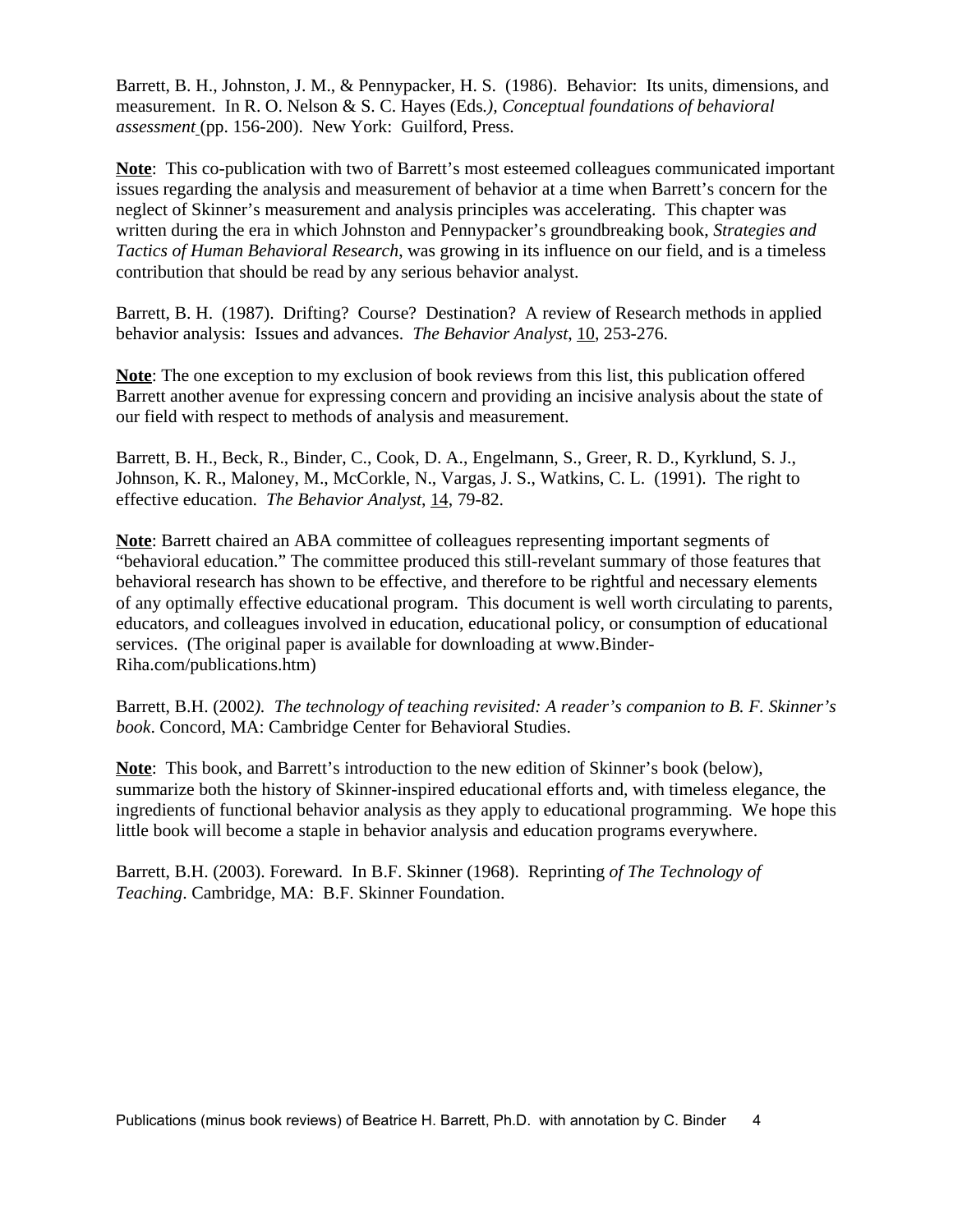Barrett, B. H., Johnston, J. M., & Pennypacker, H. S. (1986). Behavior: Its units, dimensions, and measurement. In R. O. Nelson & S. C. Hayes (Eds*.), Conceptual foundations of behavioral assessment* (pp. 156-200). New York: Guilford, Press.

**Note**: This co-publication with two of Barrett's most esteemed colleagues communicated important issues regarding the analysis and measurement of behavior at a time when Barrett's concern for the neglect of Skinner's measurement and analysis principles was accelerating. This chapter was written during the era in which Johnston and Pennypacker's groundbreaking book, *Strategies and Tactics of Human Behavioral Research*, was growing in its influence on our field, and is a timeless contribution that should be read by any serious behavior analyst.

Barrett, B. H. (1987). Drifting? Course? Destination? A review of Research methods in applied behavior analysis: Issues and advances. *The Behavior Analyst*, 10, 253-276.

**Note**: The one exception to my exclusion of book reviews from this list, this publication offered Barrett another avenue for expressing concern and providing an incisive analysis about the state of our field with respect to methods of analysis and measurement.

Barrett, B. H., Beck, R., Binder, C., Cook, D. A., Engelmann, S., Greer, R. D., Kyrklund, S. J., Johnson, K. R., Maloney, M., McCorkle, N., Vargas, J. S., Watkins, C. L. (1991). The right to effective education. *The Behavior Analyst*, 14, 79-82.

**Note**: Barrett chaired an ABA committee of colleagues representing important segments of "behavioral education." The committee produced this still-revelant summary of those features that behavioral research has shown to be effective, and therefore to be rightful and necessary elements of any optimally effective educational program. This document is well worth circulating to parents, educators, and colleagues involved in education, educational policy, or consumption of educational services. (The original paper is available for downloading at www.Binder-Riha.com/publications.htm)

Barrett, B.H. (2002*). The technology of teaching revisited: A reader's companion to B. F. Skinner's book*. Concord, MA: Cambridge Center for Behavioral Studies.

**Note**: This book, and Barrett's introduction to the new edition of Skinner's book (below), summarize both the history of Skinner-inspired educational efforts and, with timeless elegance, the ingredients of functional behavior analysis as they apply to educational programming. We hope this little book will become a staple in behavior analysis and education programs everywhere.

Barrett, B.H. (2003). Foreward. In B.F. Skinner (1968). Reprinting *of The Technology of Teaching*. Cambridge, MA: B.F. Skinner Foundation.